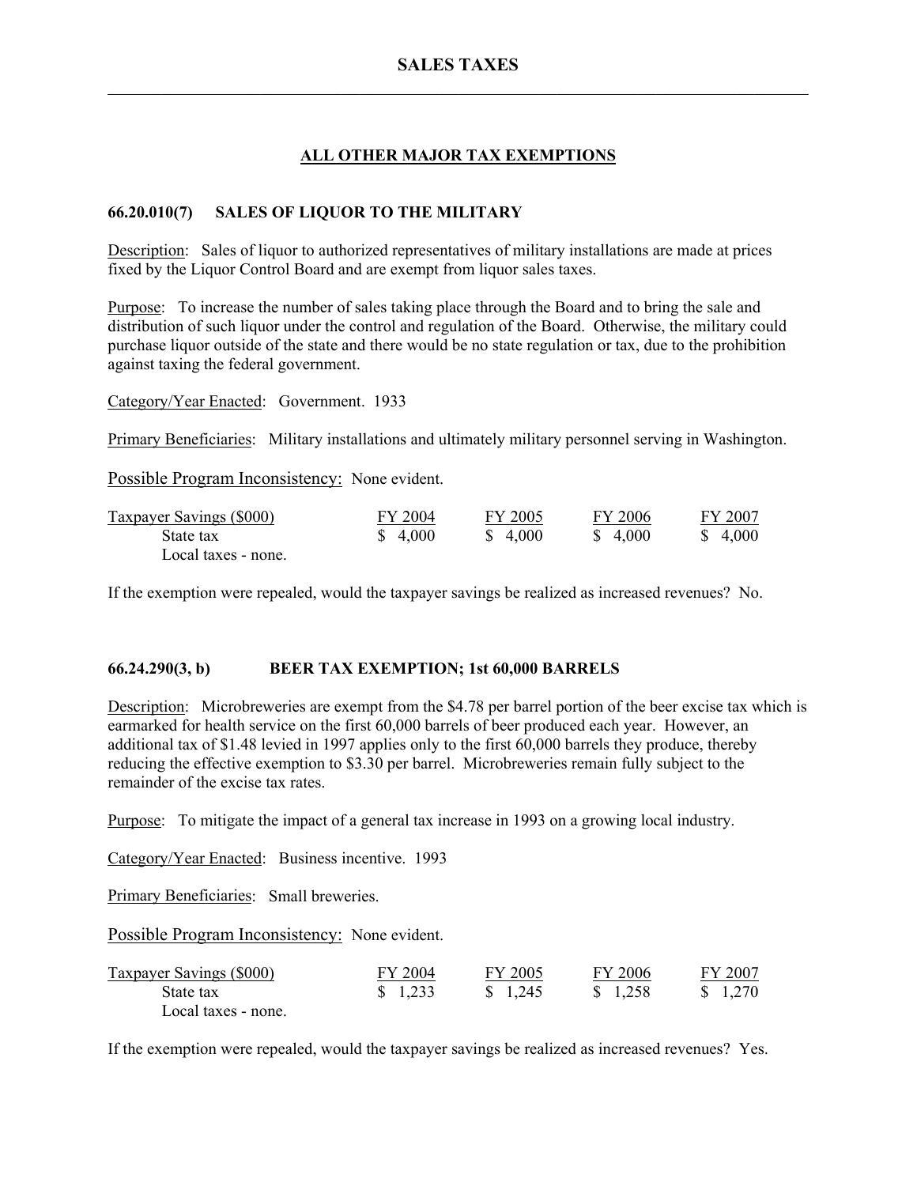# SALES TAXES

## ALL OTHER MAJOR TAX EXEMPTIONS

### 66.20.010(7) SALES OF LIQUOR TO THE MILITARY

Description: Sales of liquor to authorized representatives of military installations are made at prices fixed by the Liquor Control Board and are exempt from liquor sales taxes.

Purpose: To increase the number of sales taking place through the Board and to bring the sale and distribution of such liquor under the control and regulation of the Board. Otherwise, the military could purchase liquor outside of the state and there would be no state regulation or tax, due to the prohibition against taxing the federal government.

Category/Year Enacted: Government. 1933

Primary Beneficiaries: Military installations and ultimately military personnel serving in Washington.

Possible Program Inconsistency: None evident.

| Taxpayer Savings ($000) | FY 2004 | FY 2005 | FY 2006 | FY 2007 |
|---|---|---|---|---|
| State tax | $ 4,000 | $ 4,000 | $ 4,000 | $ 4,000 |
| Local taxes - none. | | | | |

If the exemption were repealed, would the taxpayer savings be realized as increased revenues? No.

### 66.24.290(3, b) BEER TAX EXEMPTION; 1st 60,000 BARRELS

Description: Microbreweries are exempt from the $4.78 per barrel portion of the beer excise tax which is earmarked for health service on the first 60,000 barrels of beer produced each year. However, an additional tax of $1.48 levied in 1997 applies only to the first 60,000 barrels they produce, thereby reducing the effective exemption to $3.30 per barrel. Microbreweries remain fully subject to the remainder of the excise tax rates.

Purpose: To mitigate the impact of a general tax increase in 1993 on a growing local industry.

Category/Year Enacted: Business incentive. 1993

Primary Beneficiaries: Small breweries.

Possible Program Inconsistency: None evident.

| Taxpayer Savings ($000) | FY 2004 | FY 2005 | FY 2006 | FY 2007 |
|---|---|---|---|---|
| State tax | $ 1,233 | $ 1,245 | $ 1,258 | $ 1,270 |
| Local taxes - none. | | | | |

If the exemption were repealed, would the taxpayer savings be realized as increased revenues? Yes.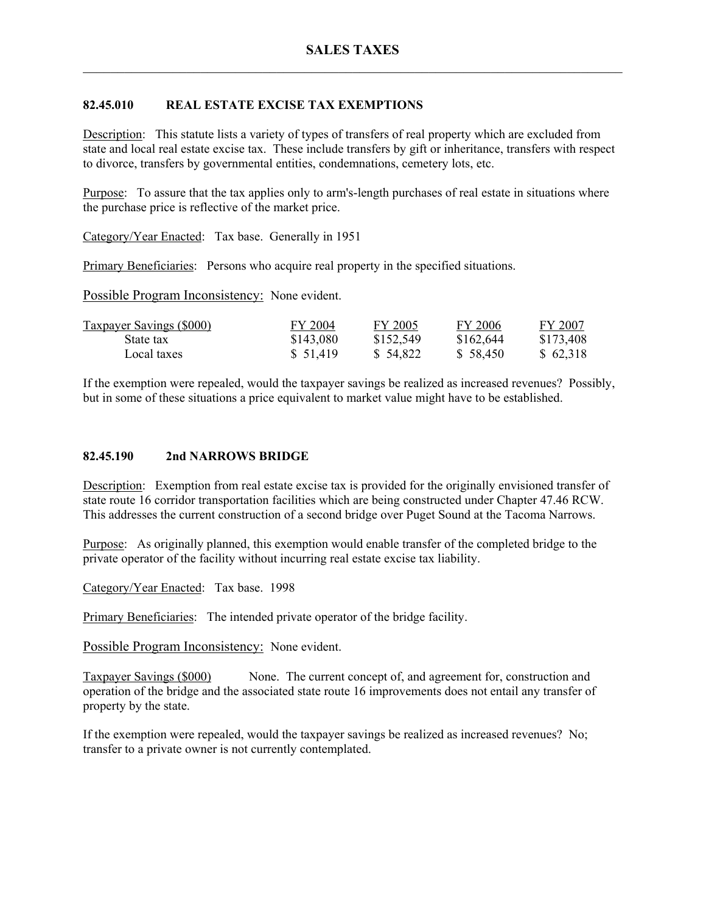# SALES TAXES

## 82.45.010 REAL ESTATE EXCISE TAX EXEMPTIONS

Description: This statute lists a variety of types of transfers of real property which are excluded from state and local real estate excise tax. These include transfers by gift or inheritance, transfers with respect to divorce, transfers by governmental entities, condemnations, cemetery lots, etc.

Purpose: To assure that the tax applies only to arm's-length purchases of real estate in situations where the purchase price is reflective of the market price.

Category/Year Enacted: Tax base. Generally in 1951

Primary Beneficiaries: Persons who acquire real property in the specified situations.

Possible Program Inconsistency: None evident.

| Taxpayer Savings ($000) | FY 2004 | FY 2005 | FY 2006 | FY 2007 |
|---|---|---|---|---|
| State tax | $143,080 | $152,549 | $162,644 | $173,408 |
| Local taxes | $ 51,419 | $ 54,822 | $ 58,450 | $ 62,318 |

If the exemption were repealed, would the taxpayer savings be realized as increased revenues? Possibly, but in some of these situations a price equivalent to market value might have to be established.

## 82.45.190 2nd NARROWS BRIDGE

Description: Exemption from real estate excise tax is provided for the originally envisioned transfer of state route 16 corridor transportation facilities which are being constructed under Chapter 47.46 RCW. This addresses the current construction of a second bridge over Puget Sound at the Tacoma Narrows.

Purpose: As originally planned, this exemption would enable transfer of the completed bridge to the private operator of the facility without incurring real estate excise tax liability.

Category/Year Enacted: Tax base. 1998

Primary Beneficiaries: The intended private operator of the bridge facility.

Possible Program Inconsistency: None evident.

Taxpayer Savings ($000) None. The current concept of, and agreement for, construction and operation of the bridge and the associated state route 16 improvements does not entail any transfer of property by the state.

If the exemption were repealed, would the taxpayer savings be realized as increased revenues? No; transfer to a private owner is not currently contemplated.